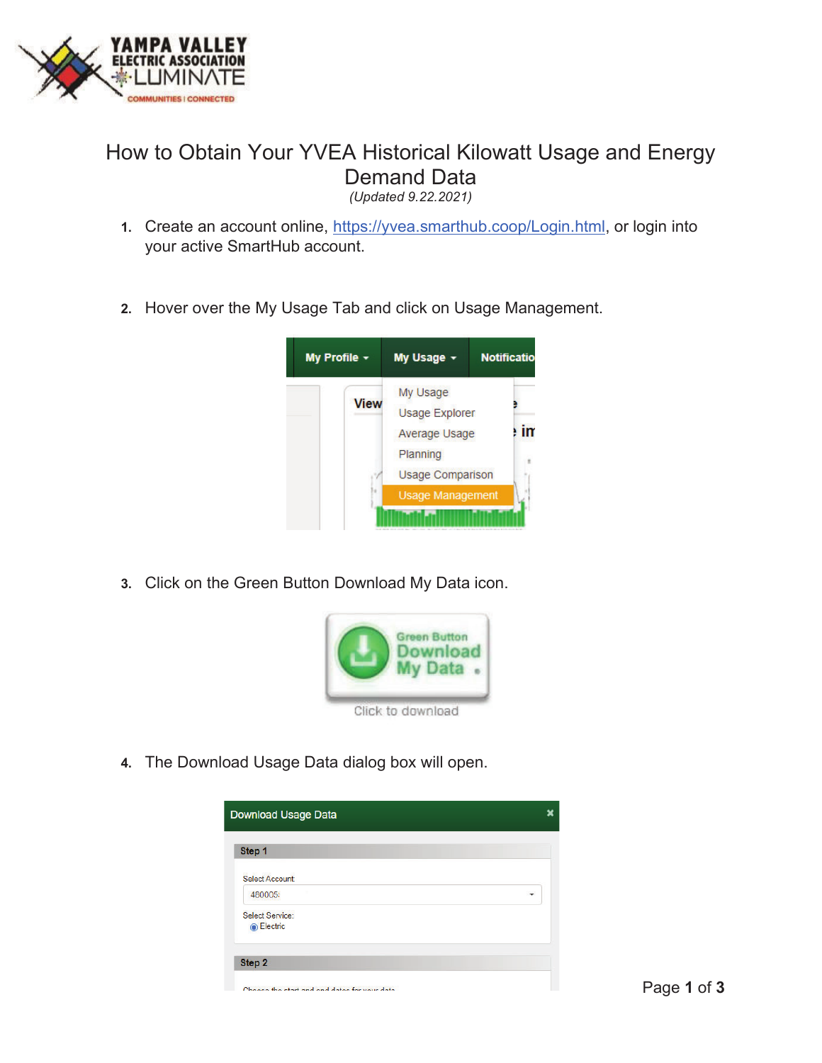# How to Obtain Your YVEA Historical Kilowatt Usage and Energy Demand Data

*(Updated 9.22.2021)*

1. Create an account online, https://yvea.smarthub.coop/Login.html, or login into your active SmartHub account.

2. Hover over the My Usage Tab and click on Usage Management.

3. Click on the Green Button Download My Data icon.

4. The Download Usage Data dialog box will open.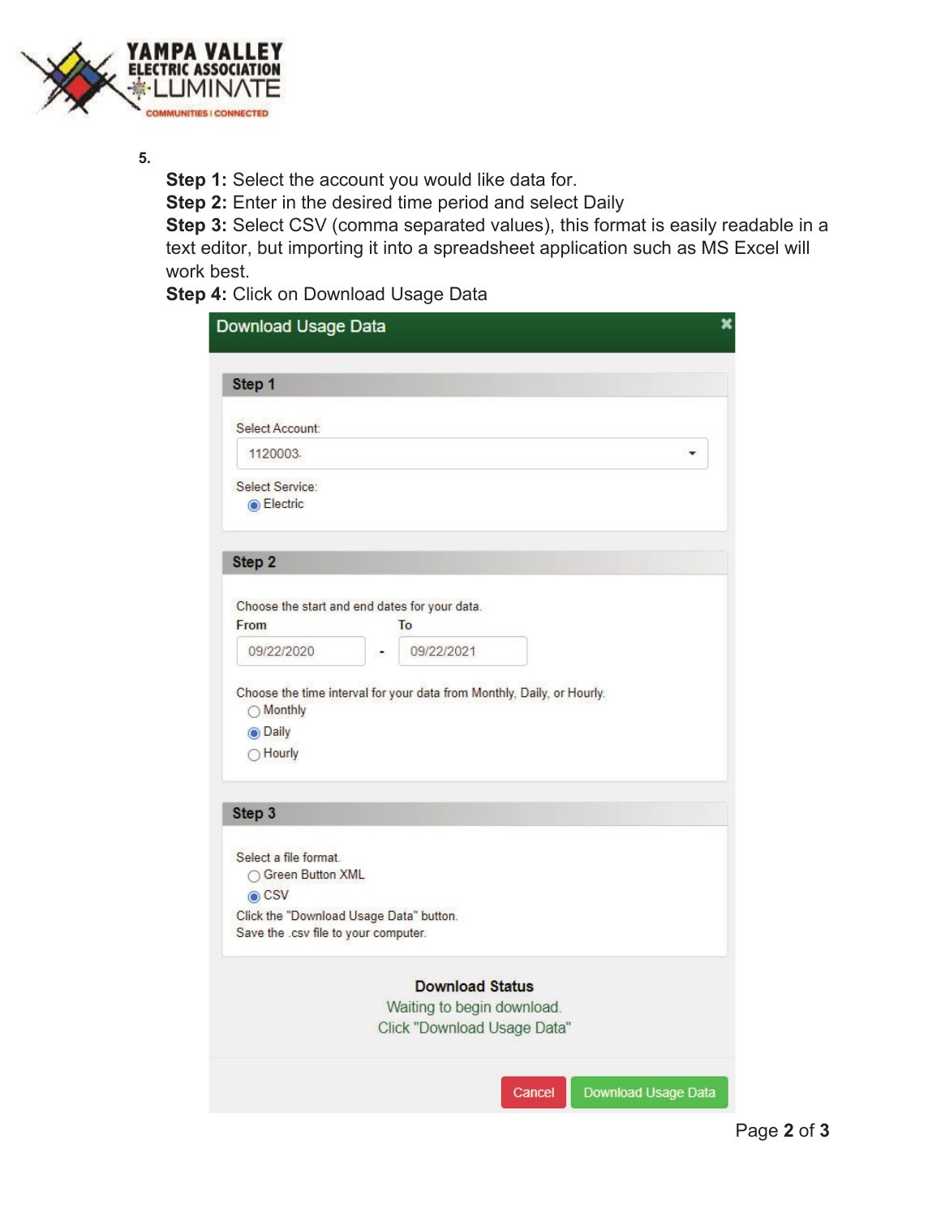5.

**Step 1:** Select the account you would like data for.
**Step 2:** Enter in the desired time period and select Daily
**Step 3:** Select CSV (comma separated values), this format is easily readable in a text editor, but importing it into a spreadsheet application such as MS Excel will work best.
**Step 4:** Click on Download Usage Data

**Download Usage Data**

**Step 1**

Select Account:
1120003

Select Service:
- (●) Electric

**Step 2**

Choose the start and end dates for your data.

**From** 09/22/2020 - **To** 09/22/2021

Choose the time interval for your data from Monthly, Daily, or Hourly.
- ( ) Monthly
- (●) Daily
- ( ) Hourly

**Step 3**

Select a file format.
- ( ) Green Button XML
- (●) CSV

Click the "Download Usage Data" button.
Save the .csv file to your computer.

**Download Status**
Waiting to begin download.
Click "Download Usage Data"

Cancel | Download Usage Data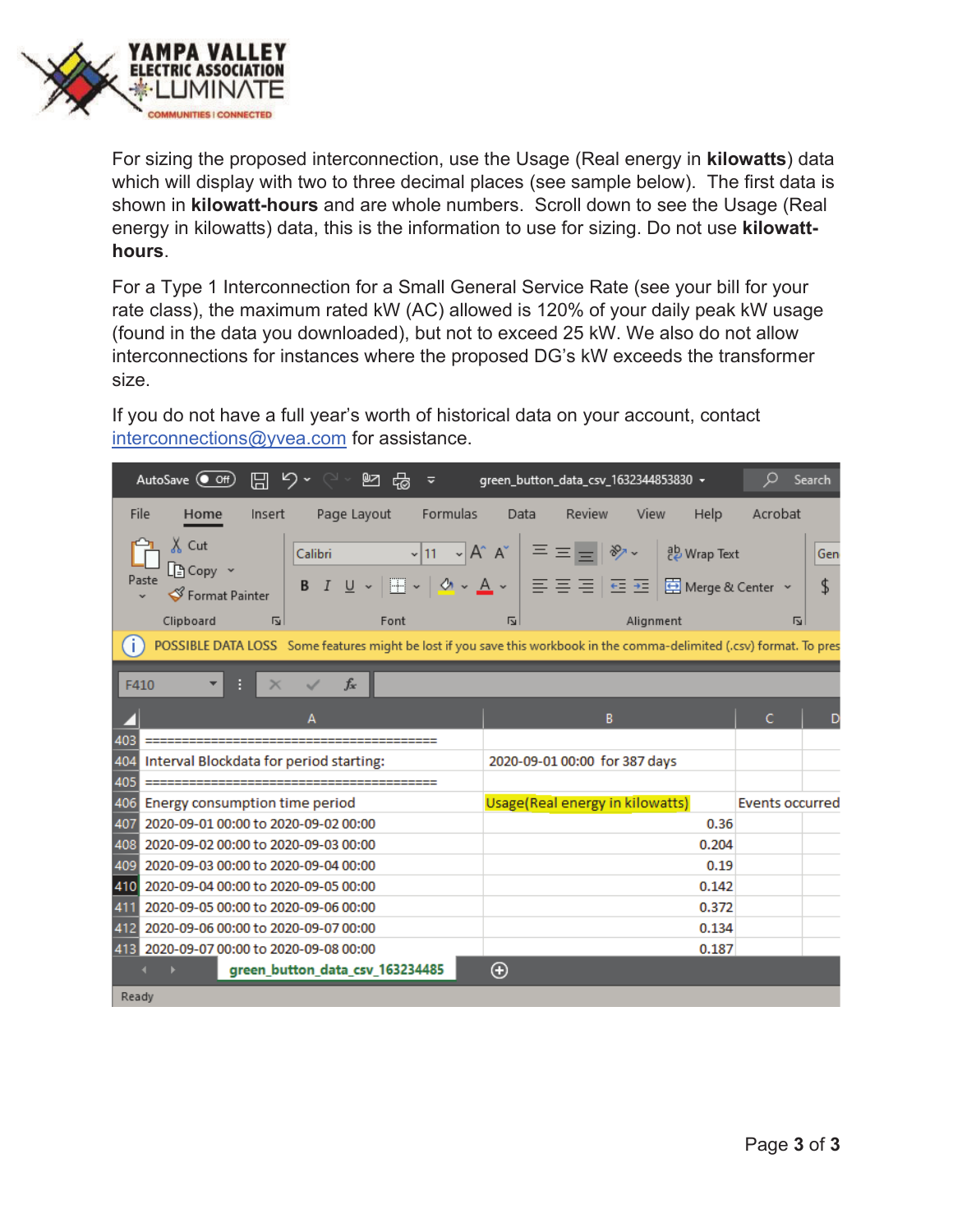For sizing the proposed interconnection, use the Usage (Real energy in **kilowatts**) data which will display with two to three decimal places (see sample below). The first data is shown in **kilowatt-hours** and are whole numbers. Scroll down to see the Usage (Real energy in kilowatts) data, this is the information to use for sizing. Do not use **kilowatt-hours**.

For a Type 1 Interconnection for a Small General Service Rate (see your bill for your rate class), the maximum rated kW (AC) allowed is 120% of your daily peak kW usage (found in the data you downloaded), but not to exceed 25 kW. We also do not allow interconnections for instances where the proposed DG's kW exceeds the transformer size.

If you do not have a full year's worth of historical data on your account, contact interconnections@yvea.com for assistance.

| Row | A | B | C |
|---|---|---|---|
| 403 | ======================================== | | |
| 404 | Interval Blockdata for period starting: | 2020-09-01 00:00 for 387 days | |
| 405 | ======================================== | | |
| 406 | Energy consumption time period | Usage(Real energy in kilowatts) | Events occurred |
| 407 | 2020-09-01 00:00 to 2020-09-02 00:00 | 0.36 | |
| 408 | 2020-09-02 00:00 to 2020-09-03 00:00 | 0.204 | |
| 409 | 2020-09-03 00:00 to 2020-09-04 00:00 | 0.19 | |
| 410 | 2020-09-04 00:00 to 2020-09-05 00:00 | 0.142 | |
| 411 | 2020-09-05 00:00 to 2020-09-06 00:00 | 0.372 | |
| 412 | 2020-09-06 00:00 to 2020-09-07 00:00 | 0.134 | |
| 413 | 2020-09-07 00:00 to 2020-09-08 00:00 | 0.187 | |